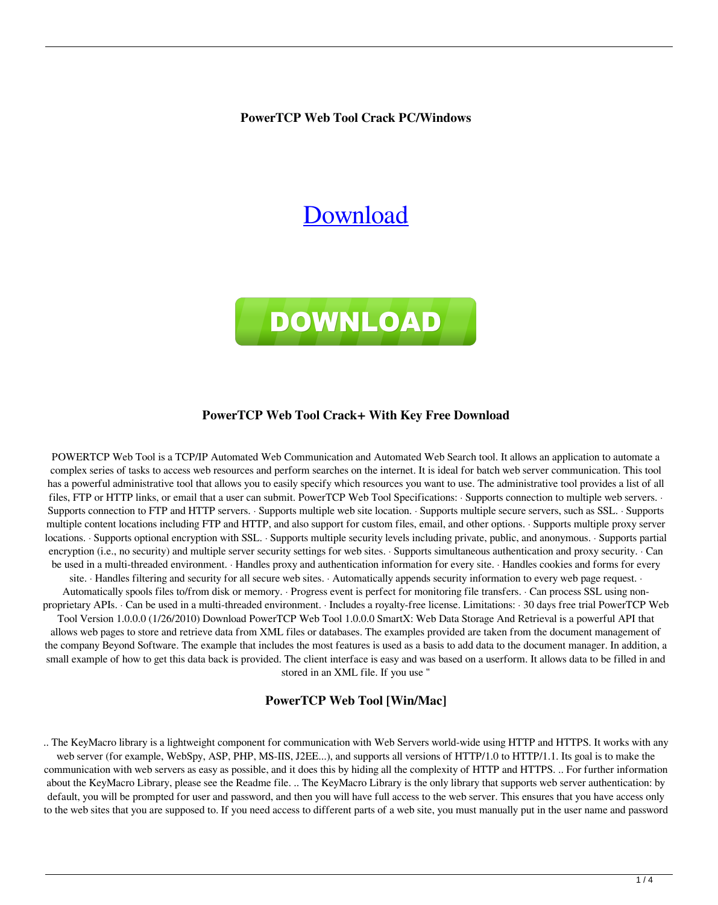**PowerTCP Web Tool Crack PC/Windows**

Download

DOWNLOAD

## PowerTCP Web Tool Crack+ With Key Free Download

POWERTCP Web Tool is a TCP/IP Automated Web Communication and Automated Web Search tool. It allows an application to automate a complex series of tasks to access web resources and perform searches on the internet. It is ideal for batch web server communication. This tool has a powerful administrative tool that allows you to easily specify which resources you want to use. The administrative tool provides a list of all files, FTP or HTTP links, or email that a user can submit. PowerTCP Web Tool Specifications: · Supports connection to multiple web servers. · Supports connection to FTP and HTTP servers. · Supports multiple web site location. · Supports multiple secure servers, such as SSL. · Supports multiple content locations including FTP and HTTP, and also support for custom files, email, and other options. · Supports multiple proxy server locations. · Supports optional encryption with SSL. · Supports multiple security levels including private, public, and anonymous. · Supports partial encryption (i.e., no security) and multiple server security settings for web sites. · Supports simultaneous authentication and proxy security. · Can be used in a multi-threaded environment. · Handles proxy and authentication information for every site. · Handles cookies and forms for every site. · Handles filtering and security for all secure web sites. · Automatically appends security information to every web page request. · Automatically spools files to/from disk or memory. · Progress event is perfect for monitoring file transfers. · Can process SSL using non-proprietary APIs. · Can be used in a multi-threaded environment. · Includes a royalty-free license. Limitations: · 30 days free trial PowerTCP Web Tool Version 1.0.0.0 (1/26/2010) Download PowerTCP Web Tool 1.0.0.0 SmartX: Web Data Storage And Retrieval is a powerful API that allows web pages to store and retrieve data from XML files or databases. The examples provided are taken from the document management of the company Beyond Software. The example that includes the most features is used as a basis to add data to the document manager. In addition, a small example of how to get this data back is provided. The client interface is easy and was based on a userform. It allows data to be filled in and stored in an XML file. If you use "

## PowerTCP Web Tool [Win/Mac]

.. The KeyMacro library is a lightweight component for communication with Web Servers world-wide using HTTP and HTTPS. It works with any web server (for example, WebSpy, ASP, PHP, MS-IIS, J2EE...), and supports all versions of HTTP/1.0 to HTTP/1.1. Its goal is to make the communication with web servers as easy as possible, and it does this by hiding all the complexity of HTTP and HTTPS. .. For further information about the KeyMacro Library, please see the Readme file. .. The KeyMacro Library is the only library that supports web server authentication: by default, you will be prompted for user and password, and then you will have full access to the web server. This ensures that you have access only to the web sites that you are supposed to. If you need access to different parts of a web site, you must manually put in the user name and password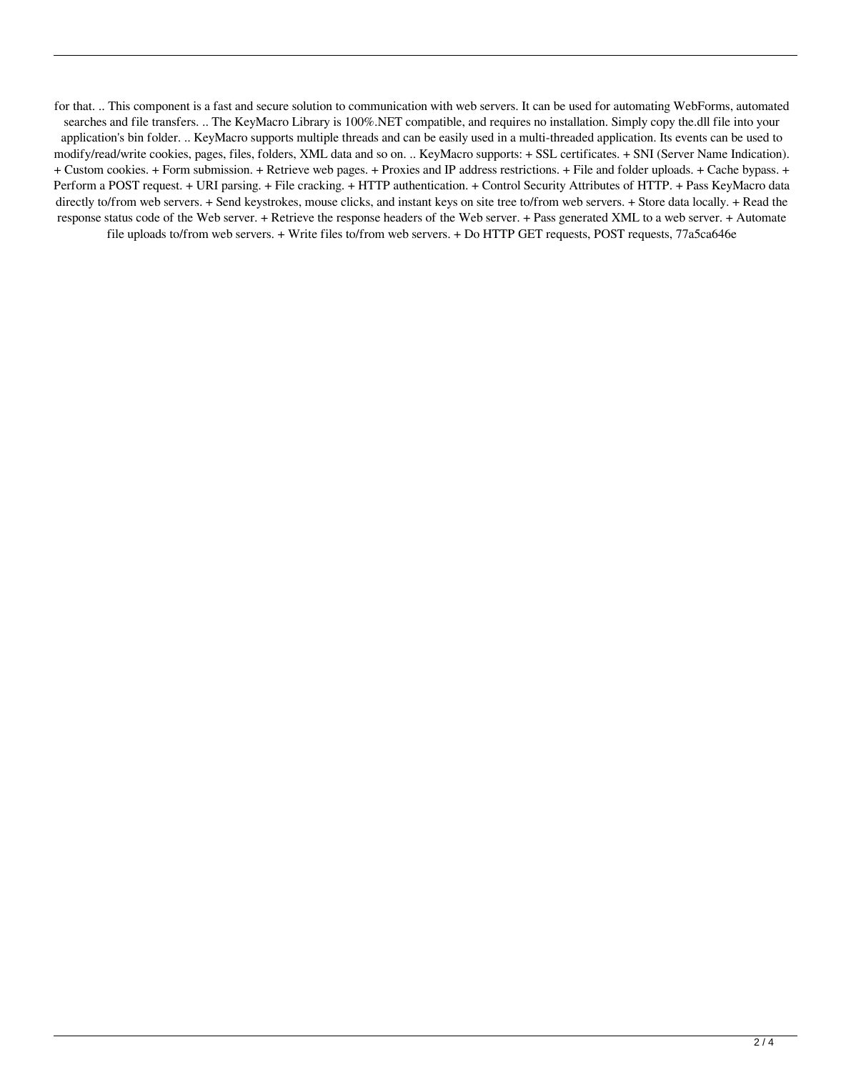for that. .. This component is a fast and secure solution to communication with web servers. It can be used for automating WebForms, automated searches and file transfers. .. The KeyMacro Library is 100%.NET compatible, and requires no installation. Simply copy the.dll file into your application's bin folder. .. KeyMacro supports multiple threads and can be easily used in a multi-threaded application. Its events can be used to modify/read/write cookies, pages, files, folders, XML data and so on. .. KeyMacro supports: + SSL certificates. + SNI (Server Name Indication). + Custom cookies. + Form submission. + Retrieve web pages. + Proxies and IP address restrictions. + File and folder uploads. + Cache bypass. + Perform a POST request. + URI parsing. + File cracking. + HTTP authentication. + Control Security Attributes of HTTP. + Pass KeyMacro data directly to/from web servers. + Send keystrokes, mouse clicks, and instant keys on site tree to/from web servers. + Store data locally. + Read the response status code of the Web server. + Retrieve the response headers of the Web server. + Pass generated XML to a web server. + Automate file uploads to/from web servers. + Write files to/from web servers. + Do HTTP GET requests, POST requests, 77a5ca646e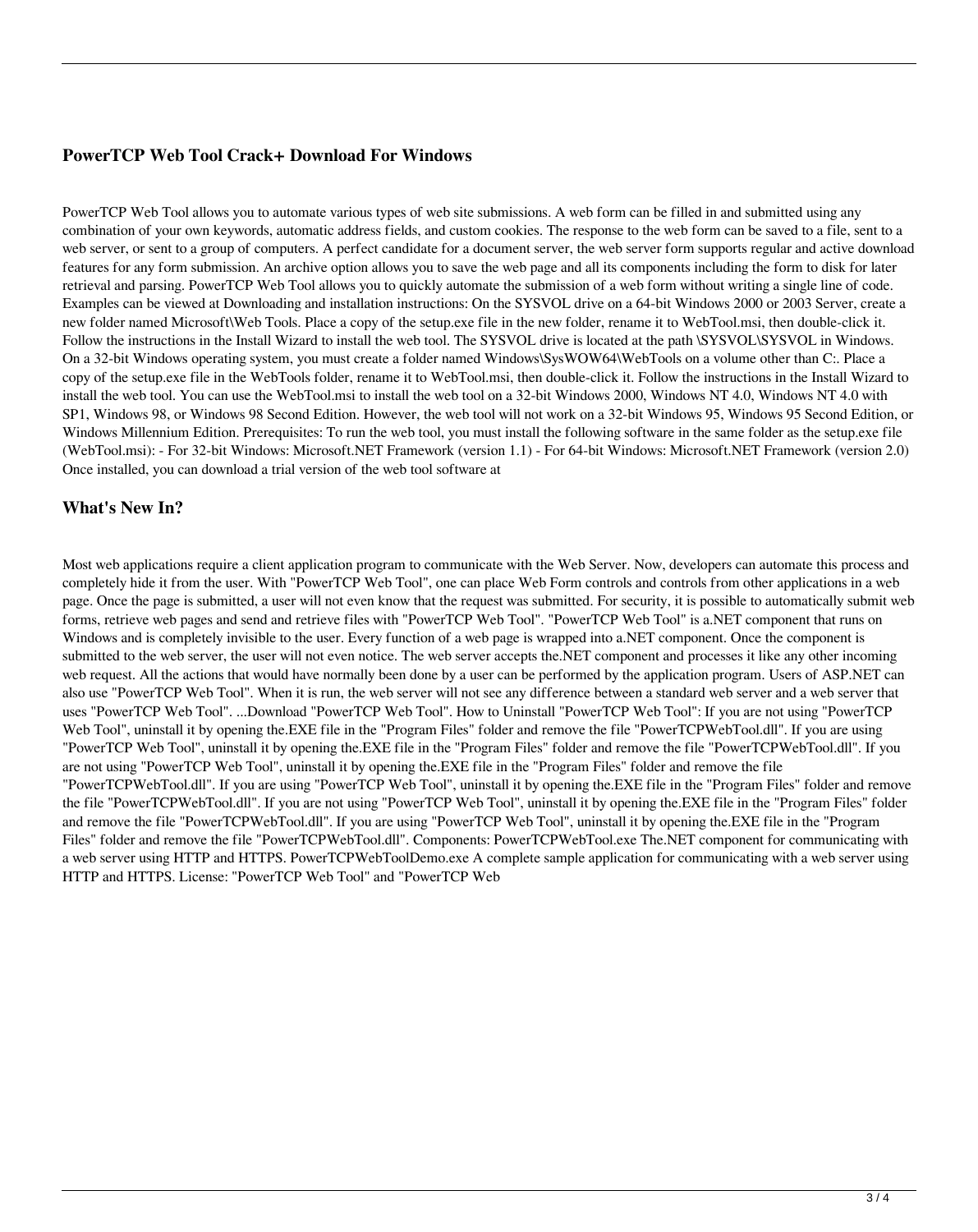## PowerTCP Web Tool Crack+ Download For Windows

PowerTCP Web Tool allows you to automate various types of web site submissions. A web form can be filled in and submitted using any combination of your own keywords, automatic address fields, and custom cookies. The response to the web form can be saved to a file, sent to a web server, or sent to a group of computers. A perfect candidate for a document server, the web server form supports regular and active download features for any form submission. An archive option allows you to save the web page and all its components including the form to disk for later retrieval and parsing. PowerTCP Web Tool allows you to quickly automate the submission of a web form without writing a single line of code. Examples can be viewed at Downloading and installation instructions: On the SYSVOL drive on a 64-bit Windows 2000 or 2003 Server, create a new folder named Microsoft\Web Tools. Place a copy of the setup.exe file in the new folder, rename it to WebTool.msi, then double-click it. Follow the instructions in the Install Wizard to install the web tool. The SYSVOL drive is located at the path \SYSVOL\SYSVOL in Windows. On a 32-bit Windows operating system, you must create a folder named Windows\SysWOW64\WebTools on a volume other than C:. Place a copy of the setup.exe file in the WebTools folder, rename it to WebTool.msi, then double-click it. Follow the instructions in the Install Wizard to install the web tool. You can use the WebTool.msi to install the web tool on a 32-bit Windows 2000, Windows NT 4.0, Windows NT 4.0 with SP1, Windows 98, or Windows 98 Second Edition. However, the web tool will not work on a 32-bit Windows 95, Windows 95 Second Edition, or Windows Millennium Edition. Prerequisites: To run the web tool, you must install the following software in the same folder as the setup.exe file (WebTool.msi): - For 32-bit Windows: Microsoft.NET Framework (version 1.1) - For 64-bit Windows: Microsoft.NET Framework (version 2.0) Once installed, you can download a trial version of the web tool software at

## What's New In?

Most web applications require a client application program to communicate with the Web Server. Now, developers can automate this process and completely hide it from the user. With "PowerTCP Web Tool", one can place Web Form controls and controls from other applications in a web page. Once the page is submitted, a user will not even know that the request was submitted. For security, it is possible to automatically submit web forms, retrieve web pages and send and retrieve files with "PowerTCP Web Tool". "PowerTCP Web Tool" is a.NET component that runs on Windows and is completely invisible to the user. Every function of a web page is wrapped into a.NET component. Once the component is submitted to the web server, the user will not even notice. The web server accepts the.NET component and processes it like any other incoming web request. All the actions that would have normally been done by a user can be performed by the application program. Users of ASP.NET can also use "PowerTCP Web Tool". When it is run, the web server will not see any difference between a standard web server and a web server that uses "PowerTCP Web Tool". ...Download "PowerTCP Web Tool". How to Uninstall "PowerTCP Web Tool": If you are not using "PowerTCP Web Tool", uninstall it by opening the.EXE file in the "Program Files" folder and remove the file "PowerTCPWebTool.dll". If you are using "PowerTCP Web Tool", uninstall it by opening the.EXE file in the "Program Files" folder and remove the file "PowerTCPWebTool.dll". If you are not using "PowerTCP Web Tool", uninstall it by opening the.EXE file in the "Program Files" folder and remove the file "PowerTCPWebTool.dll". If you are using "PowerTCP Web Tool", uninstall it by opening the.EXE file in the "Program Files" folder and remove the file "PowerTCPWebTool.dll". If you are not using "PowerTCP Web Tool", uninstall it by opening the.EXE file in the "Program Files" folder and remove the file "PowerTCPWebTool.dll". If you are using "PowerTCP Web Tool", uninstall it by opening the.EXE file in the "Program Files" folder and remove the file "PowerTCPWebTool.dll". Components: PowerTCPWebTool.exe The.NET component for communicating with a web server using HTTP and HTTPS. PowerTCPWebToolDemo.exe A complete sample application for communicating with a web server using HTTP and HTTPS. License: "PowerTCP Web Tool" and "PowerTCP Web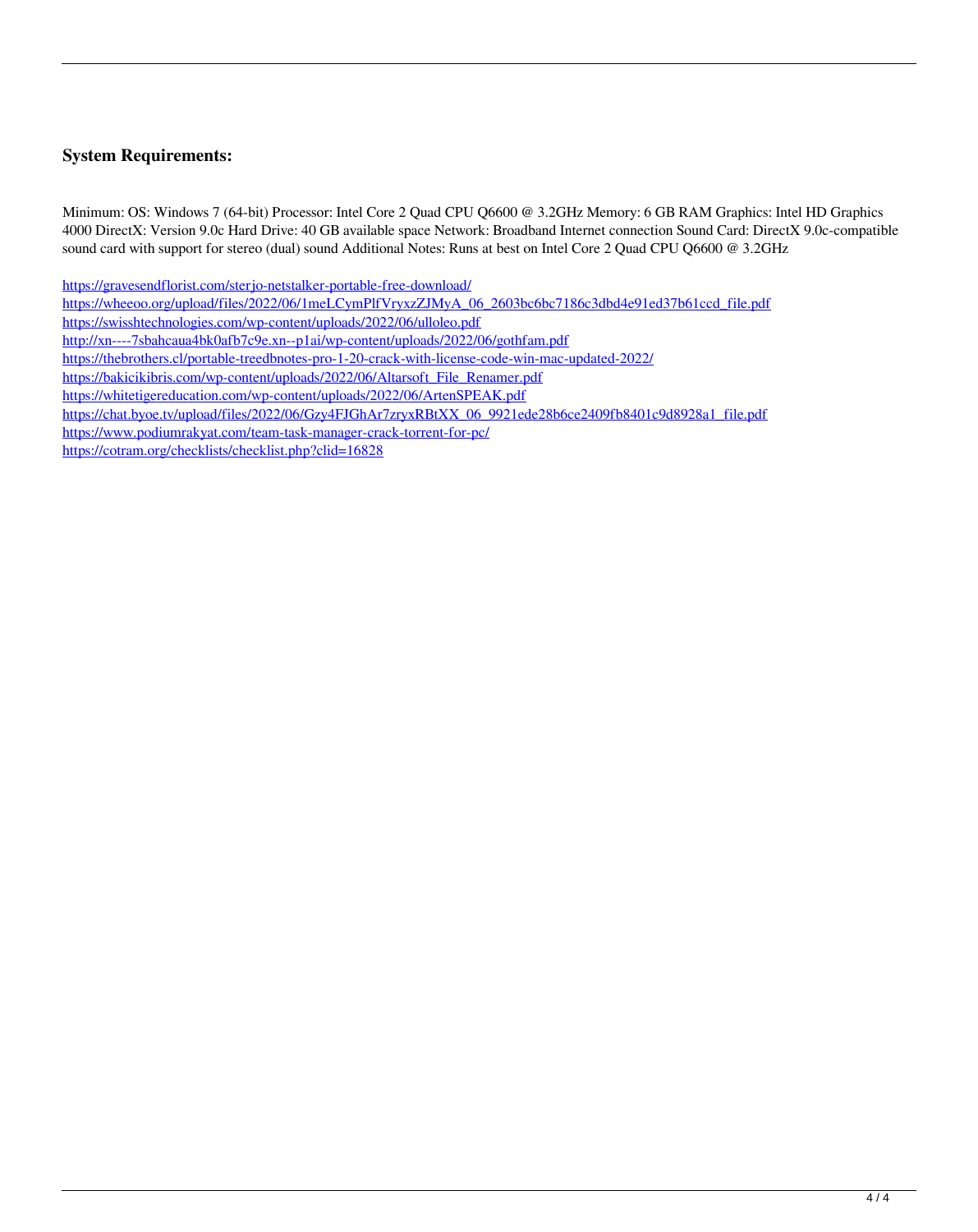### System Requirements:

Minimum: OS: Windows 7 (64-bit) Processor: Intel Core 2 Quad CPU Q6600 @ 3.2GHz Memory: 6 GB RAM Graphics: Intel HD Graphics 4000 DirectX: Version 9.0c Hard Drive: 40 GB available space Network: Broadband Internet connection Sound Card: DirectX 9.0c-compatible sound card with support for stereo (dual) sound Additional Notes: Runs at best on Intel Core 2 Quad CPU Q6600 @ 3.2GHz

https://gravesendflorist.com/sterjo-netstalker-portable-free-download/
https://wheeoo.org/upload/files/2022/06/1meLCymPlfVryxzZJMyA_06_2603bc6bc7186c3dbd4e91ed37b61ccd_file.pdf
https://swisshtechnologies.com/wp-content/uploads/2022/06/ulloleo.pdf
http://xn----7sbahcaua4bk0afb7c9e.xn--p1ai/wp-content/uploads/2022/06/gothfam.pdf
https://thebrothers.cl/portable-treedbnotes-pro-1-20-crack-with-license-code-win-mac-updated-2022/
https://bakicikibris.com/wp-content/uploads/2022/06/Altarsoft_File_Renamer.pdf
https://whitetigereducation.com/wp-content/uploads/2022/06/ArtenSPEAK.pdf
https://chat.byoe.tv/upload/files/2022/06/Gzy4FJGhAr7zryxRBtXX_06_9921ede28b6ce2409fb8401c9d8928a1_file.pdf
https://www.podiumrakyat.com/team-task-manager-crack-torrent-for-pc/
https://cotram.org/checklists/checklist.php?clid=16828